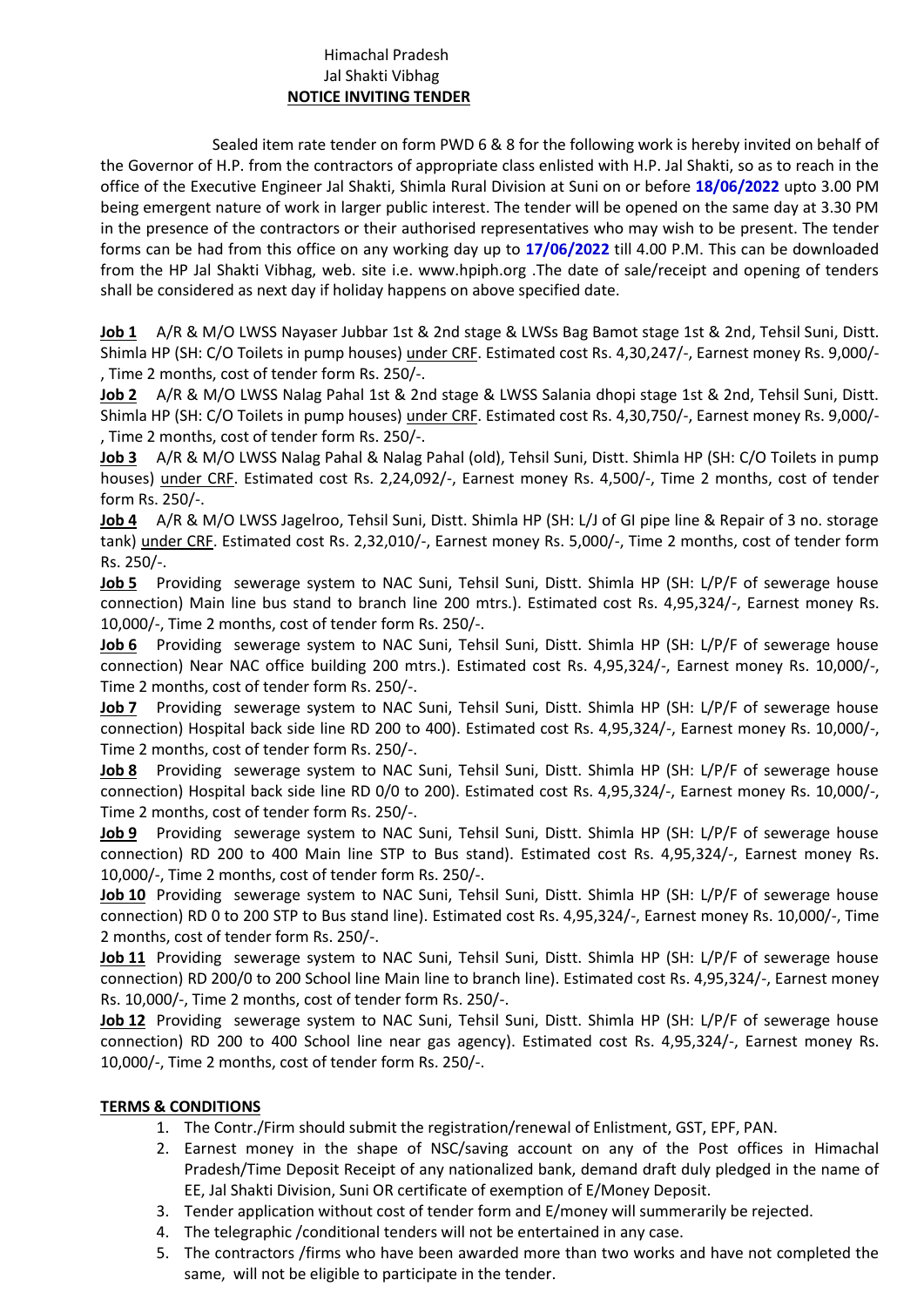Himachal Pradesh  
Jal Shakti Vibhag  
**NOTICE INVITING TENDER**

Sealed item rate tender on form PWD 6 & 8 for the following work is hereby invited on behalf of the Governor of H.P. from the contractors of appropriate class enlisted with H.P. Jal Shakti, so as to reach in the office of the Executive Engineer Jal Shakti, Shimla Rural Division at Suni on or before **18/06/2022** upto 3.00 PM being emergent nature of work in larger public interest. The tender will be opened on the same day at 3.30 PM in the presence of the contractors or their authorised representatives who may wish to be present. The tender forms can be had from this office on any working day up to **17/06/2022** till 4.00 P.M. This can be downloaded from the HP Jal Shakti Vibhag, web. site i.e. www.hpiph.org .The date of sale/receipt and opening of tenders shall be considered as next day if holiday happens on above specified date.

**Job 1** A/R & M/O LWSS Nayaser Jubbar 1st & 2nd stage & LWSs Bag Bamot stage 1st & 2nd, Tehsil Suni, Distt. Shimla HP (SH: C/O Toilets in pump houses) under CRF. Estimated cost Rs. 4,30,247/-, Earnest money Rs. 9,000/- , Time 2 months, cost of tender form Rs. 250/-.

**Job 2** A/R & M/O LWSS Nalag Pahal 1st & 2nd stage & LWSS Salania dhopi stage 1st & 2nd, Tehsil Suni, Distt. Shimla HP (SH: C/O Toilets in pump houses) under CRF. Estimated cost Rs. 4,30,750/-, Earnest money Rs. 9,000/- , Time 2 months, cost of tender form Rs. 250/-.

**Job 3** A/R & M/O LWSS Nalag Pahal & Nalag Pahal (old), Tehsil Suni, Distt. Shimla HP (SH: C/O Toilets in pump houses) under CRF. Estimated cost Rs. 2,24,092/-, Earnest money Rs. 4,500/-, Time 2 months, cost of tender form Rs. 250/-.

**Job 4** A/R & M/O LWSS Jagelroo, Tehsil Suni, Distt. Shimla HP (SH: L/J of GI pipe line & Repair of 3 no. storage tank) under CRF. Estimated cost Rs. 2,32,010/-, Earnest money Rs. 5,000/-, Time 2 months, cost of tender form Rs. 250/-.

**Job 5** Providing sewerage system to NAC Suni, Tehsil Suni, Distt. Shimla HP (SH: L/P/F of sewerage house connection) Main line bus stand to branch line 200 mtrs.). Estimated cost Rs. 4,95,324/-, Earnest money Rs. 10,000/-, Time 2 months, cost of tender form Rs. 250/-.

**Job 6** Providing sewerage system to NAC Suni, Tehsil Suni, Distt. Shimla HP (SH: L/P/F of sewerage house connection) Near NAC office building 200 mtrs.). Estimated cost Rs. 4,95,324/-, Earnest money Rs. 10,000/-, Time 2 months, cost of tender form Rs. 250/-.

**Job 7** Providing sewerage system to NAC Suni, Tehsil Suni, Distt. Shimla HP (SH: L/P/F of sewerage house connection) Hospital back side line RD 200 to 400). Estimated cost Rs. 4,95,324/-, Earnest money Rs. 10,000/-, Time 2 months, cost of tender form Rs. 250/-.

**Job 8** Providing sewerage system to NAC Suni, Tehsil Suni, Distt. Shimla HP (SH: L/P/F of sewerage house connection) Hospital back side line RD 0/0 to 200). Estimated cost Rs. 4,95,324/-, Earnest money Rs. 10,000/-, Time 2 months, cost of tender form Rs. 250/-.

**Job 9** Providing sewerage system to NAC Suni, Tehsil Suni, Distt. Shimla HP (SH: L/P/F of sewerage house connection) RD 200 to 400 Main line STP to Bus stand). Estimated cost Rs. 4,95,324/-, Earnest money Rs. 10,000/-, Time 2 months, cost of tender form Rs. 250/-.

**Job 10** Providing sewerage system to NAC Suni, Tehsil Suni, Distt. Shimla HP (SH: L/P/F of sewerage house connection) RD 0 to 200 STP to Bus stand line). Estimated cost Rs. 4,95,324/-, Earnest money Rs. 10,000/-, Time 2 months, cost of tender form Rs. 250/-.

**Job 11** Providing sewerage system to NAC Suni, Tehsil Suni, Distt. Shimla HP (SH: L/P/F of sewerage house connection) RD 200/0 to 200 School line Main line to branch line). Estimated cost Rs. 4,95,324/-, Earnest money Rs. 10,000/-, Time 2 months, cost of tender form Rs. 250/-.

**Job 12** Providing sewerage system to NAC Suni, Tehsil Suni, Distt. Shimla HP (SH: L/P/F of sewerage house connection) RD 200 to 400 School line near gas agency). Estimated cost Rs. 4,95,324/-, Earnest money Rs. 10,000/-, Time 2 months, cost of tender form Rs. 250/-.

**TERMS & CONDITIONS**

1. The Contr./Firm should submit the registration/renewal of Enlistment, GST, EPF, PAN.
2. Earnest money in the shape of NSC/saving account on any of the Post offices in Himachal Pradesh/Time Deposit Receipt of any nationalized bank, demand draft duly pledged in the name of EE, Jal Shakti Division, Suni OR certificate of exemption of E/Money Deposit.
3. Tender application without cost of tender form and E/money will summerarily be rejected.
4. The telegraphic /conditional tenders will not be entertained in any case.
5. The contractors /firms who have been awarded more than two works and have not completed the same, will not be eligible to participate in the tender.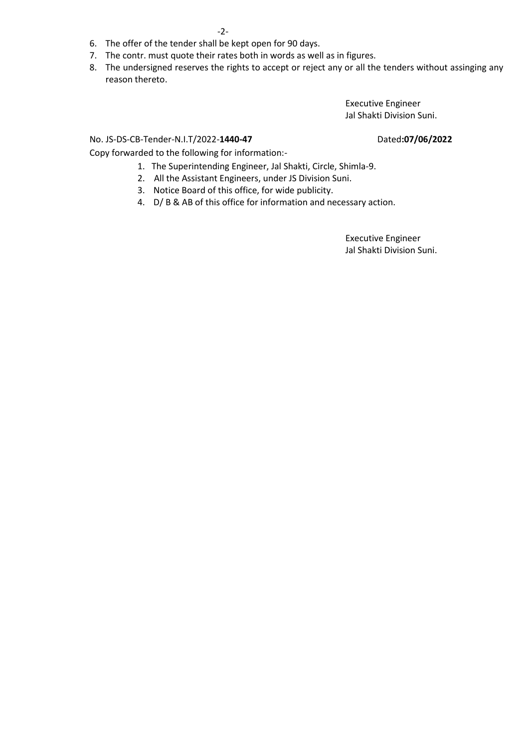6. The offer of the tender shall be kept open for 90 days.
7. The contr. must quote their rates both in words as well as in figures.
8. The undersigned reserves the rights to accept or reject any or all the tenders without assinging any reason thereto.

Executive Engineer
Jal Shakti Division Suni.

No. JS-DS-CB-Tender-N.I.T/2022-**1440-47** Dated**:07/06/2022**

Copy forwarded to the following for information:-

1. The Superintending Engineer, Jal Shakti, Circle, Shimla-9.
2. All the Assistant Engineers, under JS Division Suni.
3. Notice Board of this office, for wide publicity.
4. D/ B & AB of this office for information and necessary action.

Executive Engineer
Jal Shakti Division Suni.